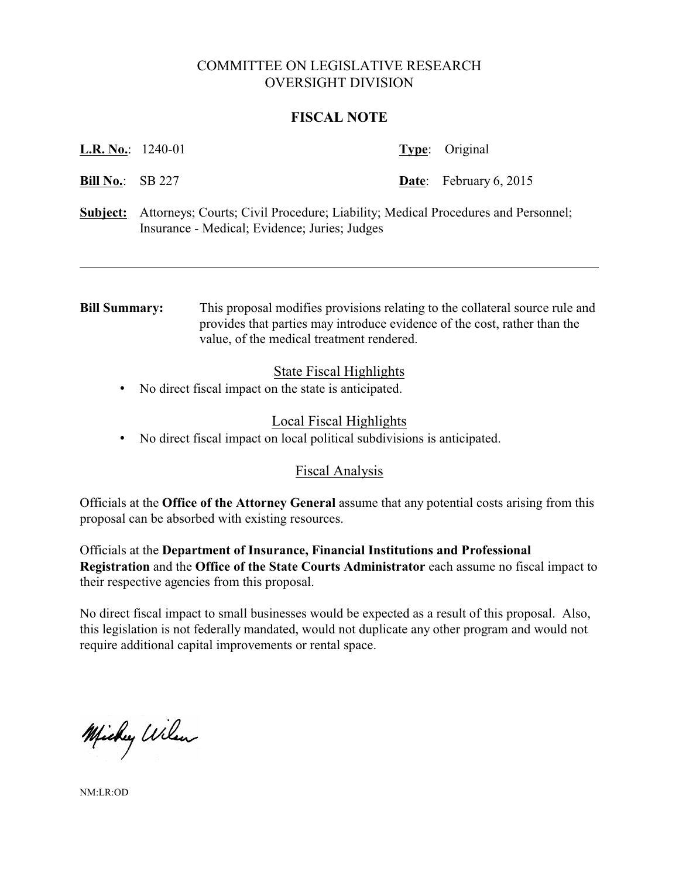# COMMITTEE ON LEGISLATIVE RESEARCH
# OVERSIGHT DIVISION

## FISCAL NOTE

**L.R. No.**: 1240-01 **Type**: Original

**Bill No.**: SB 227 **Date**: February 6, 2015

**Subject:** Attorneys; Courts; Civil Procedure; Liability; Medical Procedures and Personnel; Insurance - Medical; Evidence; Juries; Judges

---

**Bill Summary:** This proposal modifies provisions relating to the collateral source rule and provides that parties may introduce evidence of the cost, rather than the value, of the medical treatment rendered.

### State Fiscal Highlights

- No direct fiscal impact on the state is anticipated.

### Local Fiscal Highlights

- No direct fiscal impact on local political subdivisions is anticipated.

### Fiscal Analysis

Officials at the **Office of the Attorney General** assume that any potential costs arising from this proposal can be absorbed with existing resources.

Officials at the **Department of Insurance, Financial Institutions and Professional Registration** and the **Office of the State Courts Administrator** each assume no fiscal impact to their respective agencies from this proposal.

No direct fiscal impact to small businesses would be expected as a result of this proposal. Also, this legislation is not federally mandated, would not duplicate any other program and would not require additional capital improvements or rental space.

Mickey Wilson

NM:LR:OD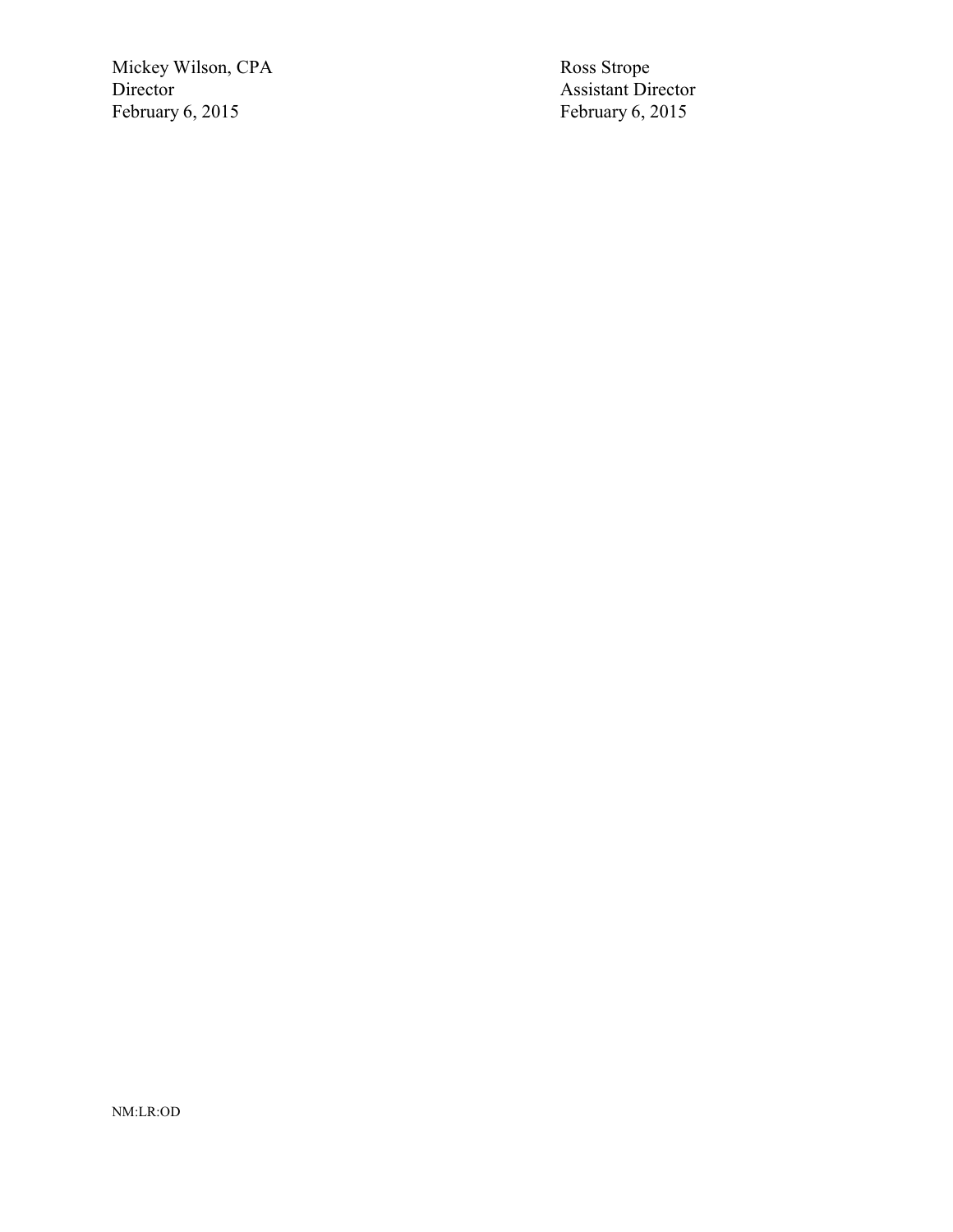Mickey Wilson, CPA
Director
February 6, 2015

Ross Strope
Assistant Director
February 6, 2015

NM:LR:OD